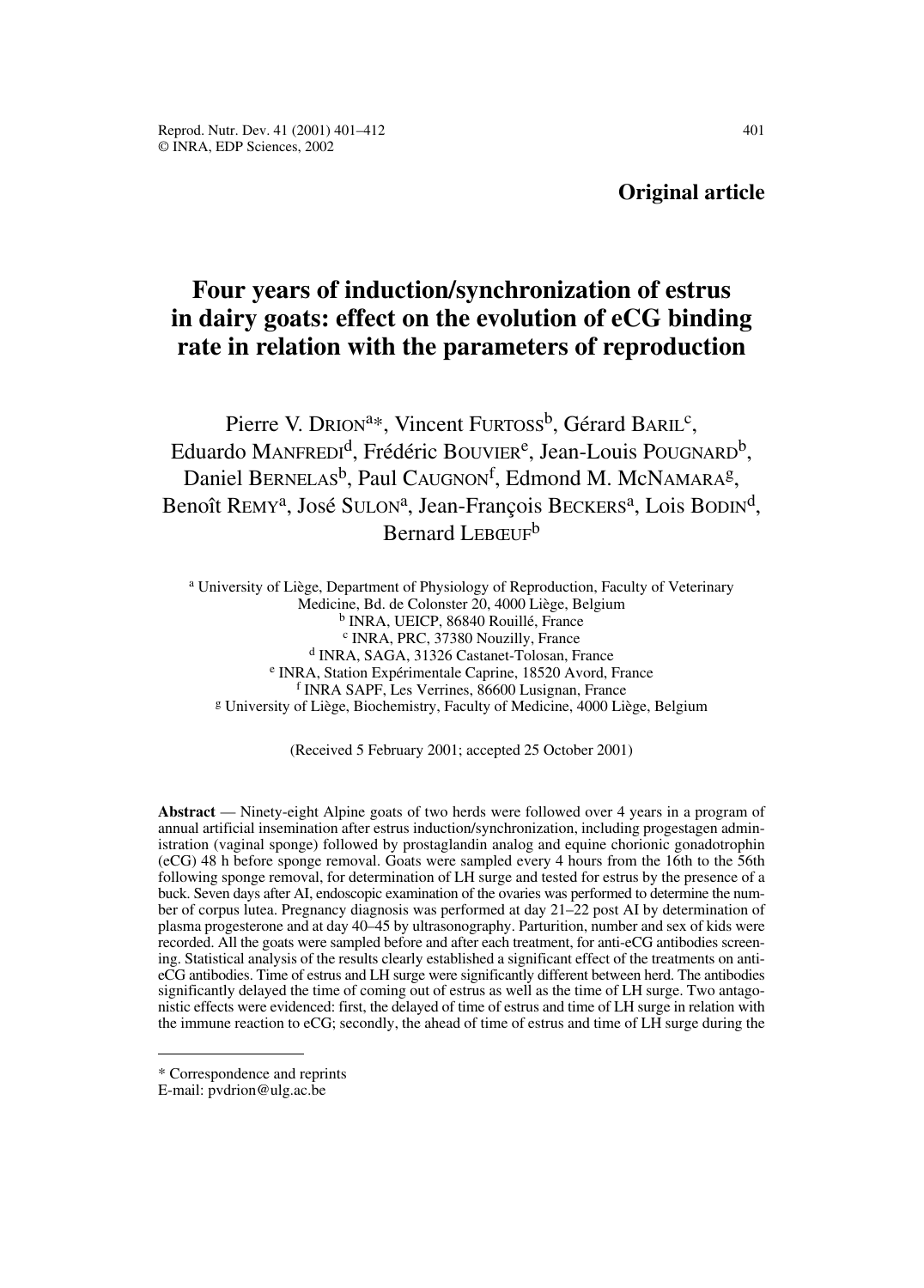**Original article**

# Four years of induction/synchronization of estrus in dairy goats: effect on the evolution of eCG binding rate in relation with the parameters of reproduction

Pierre V. Drion[a]*, Vincent Furtoss[b], Gérard Baril[c], Eduardo Manfredi[d], Frédéric Bouvier[e], Jean-Louis Pougnard[b], Daniel Bernelas[b], Paul Caugnon[f], Edmond M. McNamara[g], Benoît Remy[a], José Sulon[a], Jean-François Beckers[a], Lois Bodin[d], Bernard Lebœuf[b]

[a] University of Liège, Department of Physiology of Reproduction, Faculty of Veterinary Medicine, Bd. de Colonster 20, 4000 Liège, Belgium
[b] INRA, UEICP, 86840 Rouillé, France
[c] INRA, PRC, 37380 Nouzilly, France
[d] INRA, SAGA, 31326 Castanet-Tolosan, France
[e] INRA, Station Expérimentale Caprine, 18520 Avord, France
[f] INRA SAPF, Les Verrines, 86600 Lusignan, France
[g] University of Liège, Biochemistry, Faculty of Medicine, 4000 Liège, Belgium

(Received 5 February 2001; accepted 25 October 2001)

**Abstract** — Ninety-eight Alpine goats of two herds were followed over 4 years in a program of annual artificial insemination after estrus induction/synchronization, including progestagen administration (vaginal sponge) followed by prostaglandin analog and equine chorionic gonadotrophin (eCG) 48 h before sponge removal. Goats were sampled every 4 hours from the 16th to the 56th following sponge removal, for determination of LH surge and tested for estrus by the presence of a buck. Seven days after AI, endoscopic examination of the ovaries was performed to determine the number of corpus lutea. Pregnancy diagnosis was performed at day 21–22 post AI by determination of plasma progesterone and at day 40–45 by ultrasonography. Parturition, number and sex of kids were recorded. All the goats were sampled before and after each treatment, for anti-eCG antibodies screening. Statistical analysis of the results clearly established a significant effect of the treatments on anti-eCG antibodies. Time of estrus and LH surge were significantly different between herd. The antibodies significantly delayed the time of coming out of estrus as well as the time of LH surge. Two antagonistic effects were evidenced: first, the delayed of time of estrus and time of LH surge in relation with the immune reaction to eCG; secondly, the ahead of time of estrus and time of LH surge during the

\* Correspondence and reprints
E-mail: pvdrion@ulg.ac.be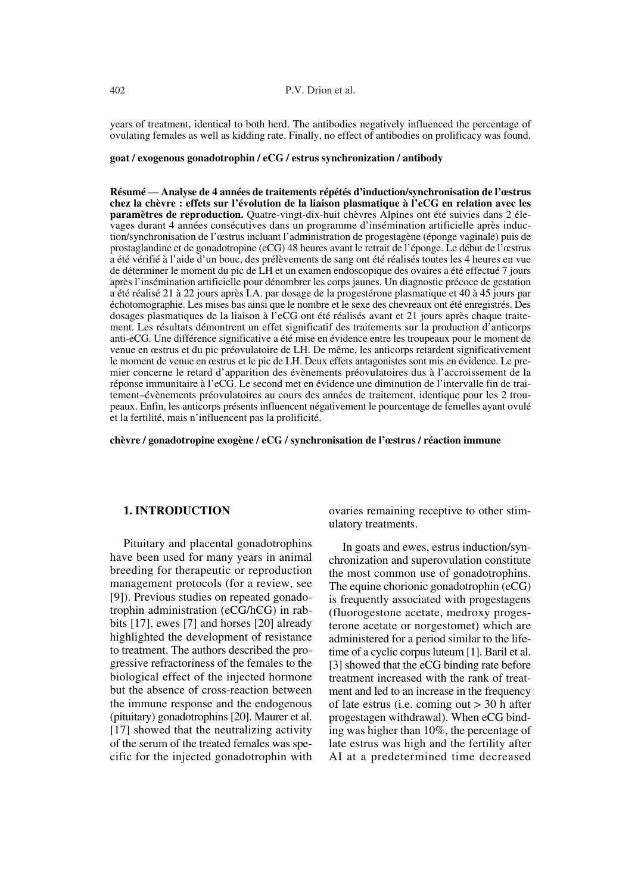years of treatment, identical to both herd. The antibodies negatively influenced the percentage of ovulating females as well as kidding rate. Finally, no effect of antibodies on prolificacy was found.

**goat / exogenous gonadotrophin / eCG / estrus synchronization / antibody**

**Résumé** — **Analyse de 4 années de traitements répétés d'induction/synchronisation de l'œstrus chez la chèvre : effets sur l'évolution de la liaison plasmatique à l'eCG en relation avec les paramètres de reproduction.** Quatre-vingt-dix-huit chèvres Alpines ont été suivies dans 2 élevages durant 4 années consécutives dans un programme d'insémination artificielle après induction/synchronisation de l'œstrus incluant l'administration de progestagène (éponge vaginale) puis de prostaglandine et de gonadotropine (eCG) 48 heures avant le retrait de l'éponge. Le début de l'œstrus a été vérifié à l'aide d'un bouc, des prélèvements de sang ont été réalisés toutes les 4 heures en vue de déterminer le moment du pic de LH et un examen endoscopique des ovaires a été effectué 7 jours après l'insémination artificielle pour dénombrer les corps jaunes. Un diagnostic précoce de gestation a été réalisé 21 à 22 jours après I.A. par dosage de la progestérone plasmatique et 40 à 45 jours par échotomographie. Les mises bas ainsi que le nombre et le sexe des chevreaux ont été enregistrés. Des dosages plasmatiques de la liaison à l'eCG ont été réalisés avant et 21 jours après chaque traitement. Les résultats démontrent un effet significatif des traitements sur la production d'anticorps anti-eCG. Une différence significative a été mise en évidence entre les troupeaux pour le moment de venue en œstrus et du pic préovulatoire de LH. De même, les anticorps retardent significativement le moment de venue en œstrus et le pic de LH. Deux effets antagonistes sont mis en évidence. Le premier concerne le retard d'apparition des évènements préovulatoires dus à l'accroissement de la réponse immunitaire à l'eCG. Le second met en évidence une diminution de l'intervalle fin de traitement–évènements préovulatoires au cours des années de traitement, identique pour les 2 troupeaux. Enfin, les anticorps présents influencent négativement le pourcentage de femelles ayant ovulé et la fertilité, mais n'influencent pas la prolificité.

**chèvre / gonadotropine exogène / eCG / synchronisation de l'œstrus / réaction immune**

## 1. INTRODUCTION

Pituitary and placental gonadotrophins have been used for many years in animal breeding for therapeutic or reproduction management protocols (for a review, see [9]). Previous studies on repeated gonadotrophin administration (eCG/hCG) in rabbits [17], ewes [7] and horses [20] already highlighted the development of resistance to treatment. The authors described the progressive refractoriness of the females to the biological effect of the injected hormone but the absence of cross-reaction between the immune response and the endogenous (pituitary) gonadotrophins [20]. Maurer et al. [17] showed that the neutralizing activity of the serum of the treated females was specific for the injected gonadotrophin with ovaries remaining receptive to other stimulatory treatments.

In goats and ewes, estrus induction/synchronization and superovulation constitute the most common use of gonadotrophins. The equine chorionic gonadotrophin (eCG) is frequently associated with progestagens (fluorogestone acetate, medroxy progesterone acetate or norgestomet) which are administered for a period similar to the lifetime of a cyclic corpus luteum [1]. Baril et al. [3] showed that the eCG binding rate before treatment increased with the rank of treatment and led to an increase in the frequency of late estrus (i.e. coming out > 30 h after progestagen withdrawal). When eCG binding was higher than 10%, the percentage of late estrus was high and the fertility after AI at a predetermined time decreased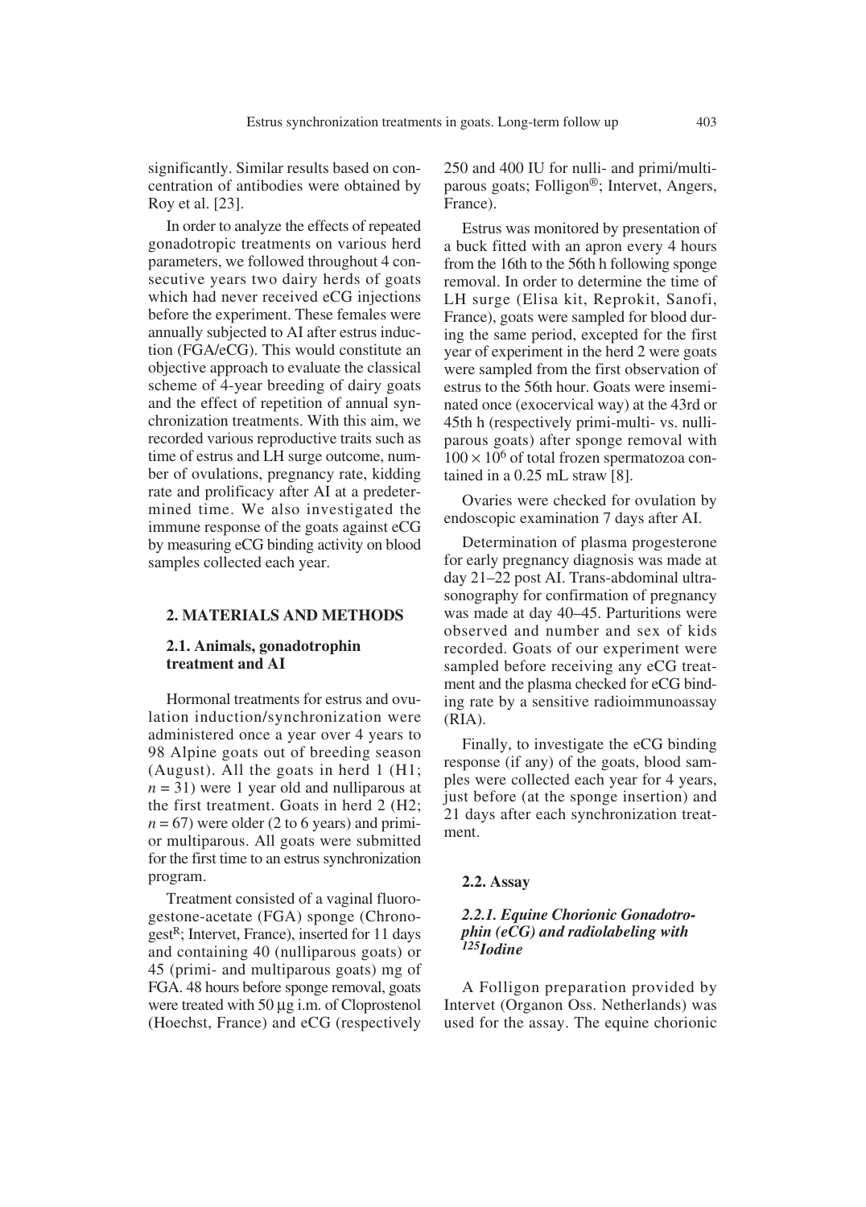significantly. Similar results based on concentration of antibodies were obtained by Roy et al. [23].

In order to analyze the effects of repeated gonadotropic treatments on various herd parameters, we followed throughout 4 consecutive years two dairy herds of goats which had never received eCG injections before the experiment. These females were annually subjected to AI after estrus induction (FGA/eCG). This would constitute an objective approach to evaluate the classical scheme of 4-year breeding of dairy goats and the effect of repetition of annual synchronization treatments. With this aim, we recorded various reproductive traits such as time of estrus and LH surge outcome, number of ovulations, pregnancy rate, kidding rate and prolificacy after AI at a predetermined time. We also investigated the immune response of the goats against eCG by measuring eCG binding activity on blood samples collected each year.

## 2. MATERIALS AND METHODS

### 2.1. Animals, gonadotrophin treatment and AI

Hormonal treatments for estrus and ovulation induction/synchronization were administered once a year over 4 years to 98 Alpine goats out of breeding season (August). All the goats in herd 1 (H1; $n = 31$) were 1 year old and nulliparous at the first treatment. Goats in herd 2 (H2; $n = 67$) were older (2 to 6 years) and primi- or multiparous. All goats were submitted for the first time to an estrus synchronization program.

Treatment consisted of a vaginal fluorogestone-acetate (FGA) sponge (Chronogest[R]; Intervet, France), inserted for 11 days and containing 40 (nulliparous goats) or 45 (primi- and multiparous goats) mg of FGA. 48 hours before sponge removal, goats were treated with 50 µg i.m. of Cloprostenol (Hoechst, France) and eCG (respectively 250 and 400 IU for nulli- and primi/multiparous goats; Folligon®; Intervet, Angers, France).

Estrus was monitored by presentation of a buck fitted with an apron every 4 hours from the 16th to the 56th h following sponge removal. In order to determine the time of LH surge (Elisa kit, Reprokit, Sanofi, France), goats were sampled for blood during the same period, excepted for the first year of experiment in the herd 2 were goats were sampled from the first observation of estrus to the 56th hour. Goats were inseminated once (exocervical way) at the 43rd or 45th h (respectively primi-multi- vs. nulliparous goats) after sponge removal with $100 \times 10^6$ of total frozen spermatozoa contained in a 0.25 mL straw [8].

Ovaries were checked for ovulation by endoscopic examination 7 days after AI.

Determination of plasma progesterone for early pregnancy diagnosis was made at day 21–22 post AI. Trans-abdominal ultrasonography for confirmation of pregnancy was made at day 40–45. Parturitions were observed and number and sex of kids recorded. Goats of our experiment were sampled before receiving any eCG treatment and the plasma checked for eCG binding rate by a sensitive radioimmunoassay (RIA).

Finally, to investigate the eCG binding response (if any) of the goats, blood samples were collected each year for 4 years, just before (at the sponge insertion) and 21 days after each synchronization treatment.

### 2.2. Assay

#### *2.2.1. Equine Chorionic Gonadotrophin (eCG) and radiolabeling with $^{125}$Iodine*

A Folligon preparation provided by Intervet (Organon Oss. Netherlands) was used for the assay. The equine chorionic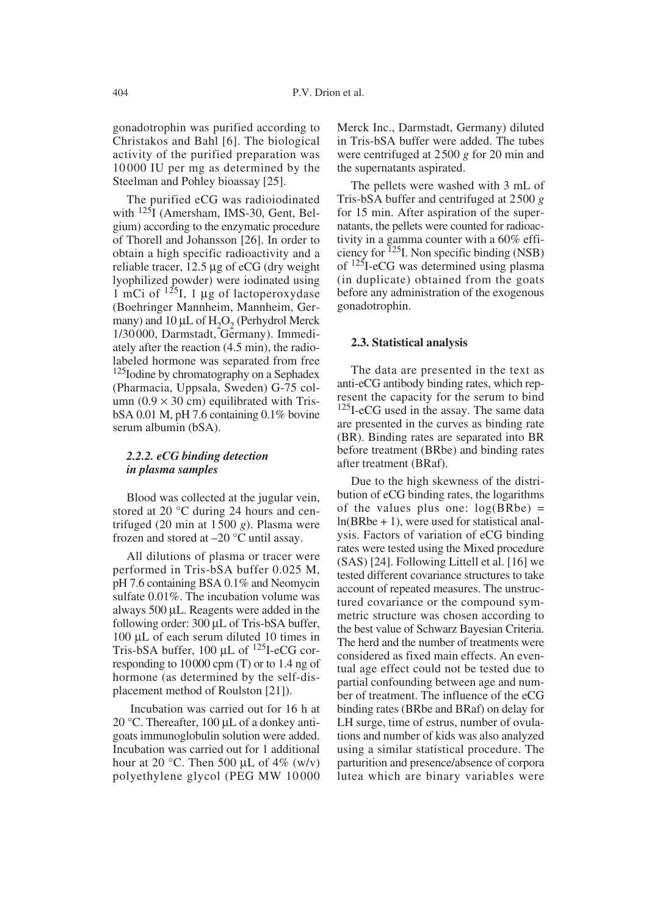gonadotrophin was purified according to Christakos and Bahl [6]. The biological activity of the purified preparation was 10000 IU per mg as determined by the Steelman and Pohley bioassay [25].

The purified eCG was radioiodinated with $^{125}$I (Amersham, IMS-30, Gent, Belgium) according to the enzymatic procedure of Thorell and Johansson [26]. In order to obtain a high specific radioactivity and a reliable tracer, 12.5 µg of eCG (dry weight lyophilized powder) were iodinated using 1 mCi of $^{125}$I, 1 µg of lactoperoxydase (Boehringer Mannheim, Mannheim, Germany) and 10 µL of $H_2O_2$ (Perhydrol Merck 1/30000, Darmstadt, Germany). Immediately after the reaction (4.5 min), the radiolabeled hormone was separated from free $^{125}$Iodine by chromatography on a Sephadex (Pharmacia, Uppsala, Sweden) G-75 column (0.9 × 30 cm) equilibrated with Tris-bSA 0.01 M, pH 7.6 containing 0.1% bovine serum albumin (bSA).

#### *2.2.2. eCG binding detection in plasma samples*

Blood was collected at the jugular vein, stored at 20 °C during 24 hours and centrifuged (20 min at 1500 *g*). Plasma were frozen and stored at –20 °C until assay.

All dilutions of plasma or tracer were performed in Tris-bSA buffer 0.025 M, pH 7.6 containing BSA 0.1% and Neomycin sulfate 0.01%. The incubation volume was always 500 µL. Reagents were added in the following order: 300 µL of Tris-bSA buffer, 100 µL of each serum diluted 10 times in Tris-bSA buffer, 100 µL of $^{125}$I-eCG corresponding to 10000 cpm (T) or to 1.4 ng of hormone (as determined by the self-displacement method of Roulston [21]).

Incubation was carried out for 16 h at 20 °C. Thereafter, 100 µL of a donkey anti-goats immunoglobulin solution were added. Incubation was carried out for 1 additional hour at 20 °C. Then 500 µL of 4% (w/v) polyethylene glycol (PEG MW 10000 Merck Inc., Darmstadt, Germany) diluted in Tris-bSA buffer were added. The tubes were centrifuged at 2500 *g* for 20 min and the supernatants aspirated.

The pellets were washed with 3 mL of Tris-bSA buffer and centrifuged at 2500 *g* for 15 min. After aspiration of the supernatants, the pellets were counted for radioactivity in a gamma counter with a 60% efficiency for $^{125}$I. Non specific binding (NSB) of $^{125}$I-eCG was determined using plasma (in duplicate) obtained from the goats before any administration of the exogenous gonadotrophin.

### **2.3. Statistical analysis**

The data are presented in the text as anti-eCG antibody binding rates, which represent the capacity for the serum to bind $^{125}$I-eCG used in the assay. The same data are presented in the curves as binding rate (BR). Binding rates are separated into BR before treatment (BRbe) and binding rates after treatment (BRaf).

Due to the high skewness of the distribution of eCG binding rates, the logarithms of the values plus one: $\log(\text{BRbe}) = \ln(\text{BRbe} + 1)$, were used for statistical analysis. Factors of variation of eCG binding rates were tested using the Mixed procedure (SAS) [24]. Following Littell et al. [16] we tested different covariance structures to take account of repeated measures. The unstructured covariance or the compound symmetric structure was chosen according to the best value of Schwarz Bayesian Criteria. The herd and the number of treatments were considered as fixed main effects. An eventual age effect could not be tested due to partial confounding between age and number of treatment. The influence of the eCG binding rates (BRbe and BRaf) on delay for LH surge, time of estrus, number of ovulations and number of kids was also analyzed using a similar statistical procedure. The parturition and presence/absence of corpora lutea which are binary variables were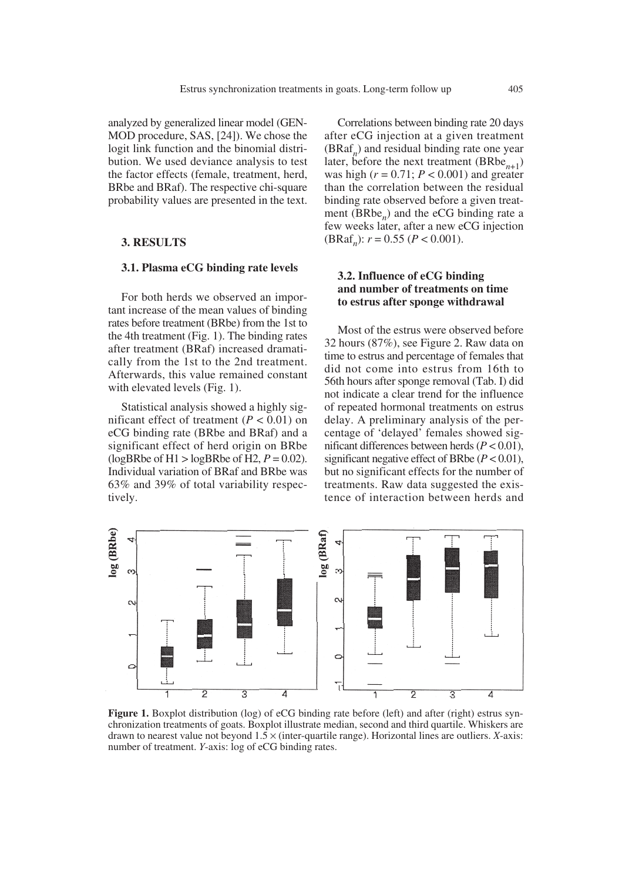analyzed by generalized linear model (GENMOD procedure, SAS, [24]). We chose the logit link function and the binomial distribution. We used deviance analysis to test the factor effects (female, treatment, herd, BRbe and BRaf). The respective chi-square probability values are presented in the text.

## 3. RESULTS

### 3.1. Plasma eCG binding rate levels

For both herds we observed an important increase of the mean values of binding rates before treatment (BRbe) from the 1st to the 4th treatment (Fig. 1). The binding rates after treatment (BRaf) increased dramatically from the 1st to the 2nd treatment. Afterwards, this value remained constant with elevated levels (Fig. 1).

Statistical analysis showed a highly significant effect of treatment ($P < 0.01$) on eCG binding rate (BRbe and BRaf) and a significant effect of herd origin on BRbe (logBRbe of H1 > logBRbe of H2, $P = 0.02$). Individual variation of BRaf and BRbe was 63% and 39% of total variability respectively.

Correlations between binding rate 20 days after eCG injection at a given treatment ($BRaf_n$) and residual binding rate one year later, before the next treatment ($BRbe_{n+1}$) was high ($r = 0.71$; $P < 0.001$) and greater than the correlation between the residual binding rate observed before a given treatment ($BRbe_n$) and the eCG binding rate a few weeks later, after a new eCG injection ($BRaf_n$): $r = 0.55$ ($P < 0.001$).

### 3.2. Influence of eCG binding and number of treatments on time to estrus after sponge withdrawal

Most of the estrus were observed before 32 hours (87%), see Figure 2. Raw data on time to estrus and percentage of females that did not come into estrus from 16th to 56th hours after sponge removal (Tab. I) did not indicate a clear trend for the influence of repeated hormonal treatments on estrus delay. A preliminary analysis of the percentage of 'delayed' females showed significant differences between herds ($P < 0.01$), significant negative effect of BRbe ($P < 0.01$), but no significant effects for the number of treatments. Raw data suggested the existence of interaction between herds and

**Figure 1.** Boxplot distribution (log) of eCG binding rate before (left) and after (right) estrus synchronization treatments of goats. Boxplot illustrate median, second and third quartile. Whiskers are drawn to nearest value not beyond 1.5 × (inter-quartile range). Horizontal lines are outliers. *X*-axis: number of treatment. *Y*-axis: log of eCG binding rates.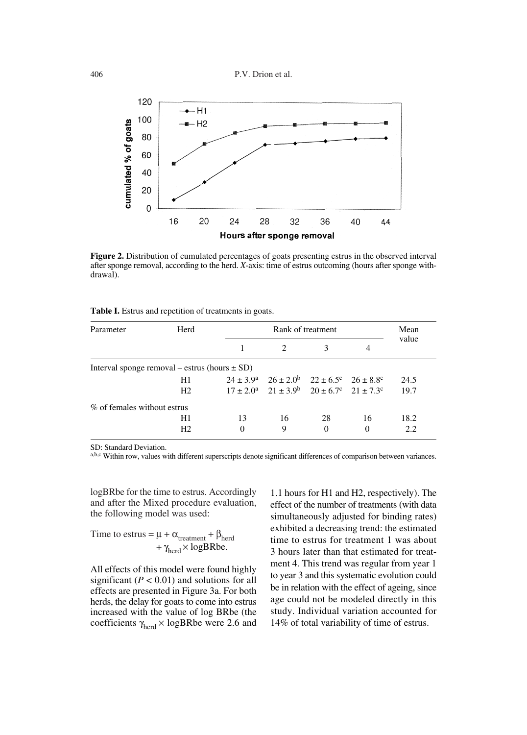**Figure 2.** Distribution of cumulated percentages of goats presenting estrus in the observed interval after sponge removal, according to the herd. *X*-axis: time of estrus outcoming (hours after sponge withdrawal).

**Table I.** Estrus and repetition of treatments in goats.

| Parameter | Herd | Rank of treatment | | | | Mean value |
|---|---|---|---|---|---|---|
| | | 1 | 2 | 3 | 4 | |
| Interval sponge removal – estrus (hours ± SD) | | | | | | |
| | H1 | 24 ± 3.9[a] | 26 ± 2.0[b] | 22 ± 6.5[c] | 26 ± 8.8[c] | 24.5 |
| | H2 | 17 ± 2.0[a] | 21 ± 3.9[b] | 20 ± 6.7[c] | 21 ± 7.3[c] | 19.7 |
| % of females without estrus | | | | | | |
| | H1 | 13 | 16 | 28 | 16 | 18.2 |
| | H2 | 0 | 9 | 0 | 0 | 2.2 |

SD: Standard Deviation.
[a,b,c] Within row, values with different superscripts denote significant differences of comparison between variances.

logBRbe for the time to estrus. Accordingly and after the Mixed procedure evaluation, the following model was used:

$$\text{Time to estrus} = \mu + \alpha_{\text{treatment}} + \beta_{\text{herd}} + \gamma_{\text{herd}} \times \text{logBRbe}.$$

All effects of this model were found highly significant ($P < 0.01$) and solutions for all effects are presented in Figure 3a. For both herds, the delay for goats to come into estrus increased with the value of log BRbe (the coefficients $\gamma_{\text{herd}} \times$ logBRbe were 2.6 and 1.1 hours for H1 and H2, respectively). The effect of the number of treatments (with data simultaneously adjusted for binding rates) exhibited a decreasing trend: the estimated time to estrus for treatment 1 was about 3 hours later than that estimated for treatment 4. This trend was regular from year 1 to year 3 and this systematic evolution could be in relation with the effect of ageing, since age could not be modeled directly in this study. Individual variation accounted for 14% of total variability of time of estrus.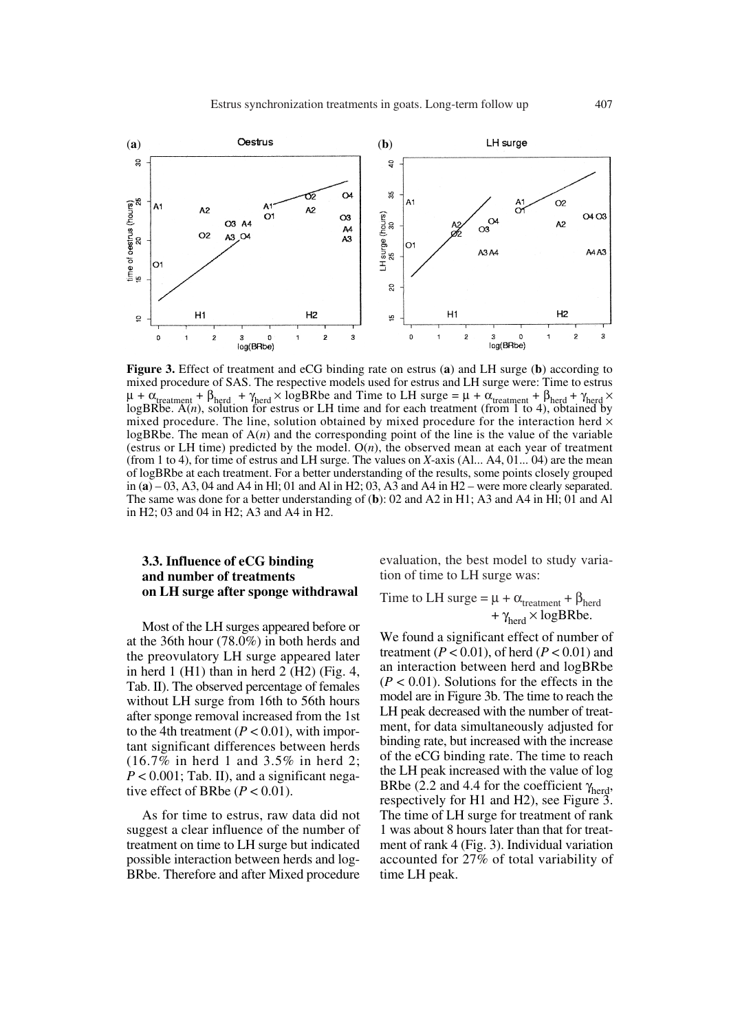**Figure 3.** Effect of treatment and eCG binding rate on estrus (**a**) and LH surge (**b**) according to mixed procedure of SAS. The respective models used for estrus and LH surge were: Time to estrus $\mu + \alpha_{\text{treatment}} + \beta_{\text{herd}} + \gamma_{\text{herd}} \times \text{logBRbe}$ and Time to LH surge = $\mu + \alpha_{\text{treatment}} + \beta_{\text{herd}} + \gamma_{\text{herd}} \times \text{logBRbe}$. A($n$), solution for estrus or LH time and for each treatment (from 1 to 4), obtained by mixed procedure. The line, solution obtained by mixed procedure for the interaction herd × logBRbe. The mean of A($n$) and the corresponding point of the line is the value of the variable (estrus or LH time) predicted by the model. O($n$), the observed mean at each year of treatment (from 1 to 4), for time of estrus and LH surge. The values on $X$-axis (Al... A4, 01... 04) are the mean of logBRbe at each treatment. For a better understanding of the results, some points closely grouped in (**a**) – 03, A3, 04 and A4 in Hl; 01 and Al in H2; 03, A3 and A4 in H2 – were more clearly separated. The same was done for a better understanding of (**b**): 02 and A2 in H1; A3 and A4 in Hl; 01 and Al in H2; 03 and 04 in H2; A3 and A4 in H2.

### 3.3. Influence of eCG binding and number of treatments on LH surge after sponge withdrawal

Most of the LH surges appeared before or at the 36th hour (78.0%) in both herds and the preovulatory LH surge appeared later in herd 1 (H1) than in herd 2 (H2) (Fig. 4, Tab. II). The observed percentage of females without LH surge from 16th to 56th hours after sponge removal increased from the 1st to the 4th treatment ($P < 0.01$), with important significant differences between herds (16.7% in herd 1 and 3.5% in herd 2; $P < 0.001$; Tab. II), and a significant negative effect of BRbe ($P < 0.01$).

As for time to estrus, raw data did not suggest a clear influence of the number of treatment on time to LH surge but indicated possible interaction between herds and logBRbe. Therefore and after Mixed procedure evaluation, the best model to study variation of time to LH surge was:

$$\text{Time to LH surge} = \mu + \alpha_{\text{treatment}} + \beta_{\text{herd}} + \gamma_{\text{herd}} \times \text{logBRbe}.$$

We found a significant effect of number of treatment ($P < 0.01$), of herd ($P < 0.01$) and an interaction between herd and logBRbe ($P < 0.01$). Solutions for the effects in the model are in Figure 3b. The time to reach the LH peak decreased with the number of treatment, for data simultaneously adjusted for binding rate, but increased with the increase of the eCG binding rate. The time to reach the LH peak increased with the value of log BRbe (2.2 and 4.4 for the coefficient $\gamma_{\text{herd}}$, respectively for H1 and H2), see Figure 3. The time of LH surge for treatment of rank 1 was about 8 hours later than that for treatment of rank 4 (Fig. 3). Individual variation accounted for 27% of total variability of time LH peak.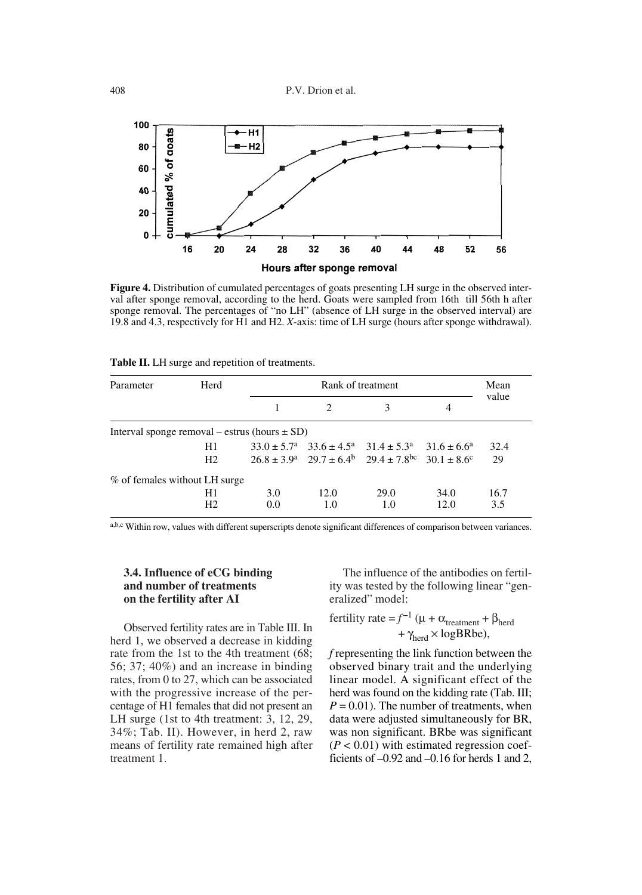**Figure 4.** Distribution of cumulated percentages of goats presenting LH surge in the observed interval after sponge removal, according to the herd. Goats were sampled from 16th till 56th h after sponge removal. The percentages of "no LH" (absence of LH surge in the observed interval) are 19.8 and 4.3, respectively for H1 and H2. *X*-axis: time of LH surge (hours after sponge withdrawal).

**Table II.** LH surge and repetition of treatments.

| Parameter | Herd | Rank of treatment | | | | Mean value |
|---|---|---|---|---|---|---|
| | | 1 | 2 | 3 | 4 | |
| Interval sponge removal – estrus (hours ± SD) | | | | | | |
| | H1 | $33.0 \pm 5.7^{a}$ | $33.6 \pm 4.5^{a}$ | $31.4 \pm 5.3^{a}$ | $31.6 \pm 6.6^{a}$ | 32.4 |
| | H2 | $26.8 \pm 3.9^{a}$ | $29.7 \pm 6.4^{b}$ | $29.4 \pm 7.8^{bc}$ | $30.1 \pm 8.6^{c}$ | 29 |
| % of females without LH surge | | | | | | |
| | H1 | 3.0 | 12.0 | 29.0 | 34.0 | 16.7 |
| | H2 | 0.0 | 1.0 | 1.0 | 12.0 | 3.5 |

[a,b,c] Within row, values with different superscripts denote significant differences of comparison between variances.

### 3.4. Influence of eCG binding and number of treatments on the fertility after AI

Observed fertility rates are in Table III. In herd 1, we observed a decrease in kidding rate from the 1st to the 4th treatment (68; 56; 37; 40%) and an increase in binding rates, from 0 to 27, which can be associated with the progressive increase of the percentage of H1 females that did not present an LH surge (1st to 4th treatment: 3, 12, 29, 34%; Tab. II). However, in herd 2, raw means of fertility rate remained high after treatment 1.

The influence of the antibodies on fertility was tested by the following linear "generalized" model:

$$\text{fertility rate} = f^{-1}\,(\mu + \alpha_{\text{treatment}} + \beta_{\text{herd}} + \gamma_{\text{herd}} \times \log\text{BRbe}),$$

*f* representing the link function between the observed binary trait and the underlying linear model. A significant effect of the herd was found on the kidding rate (Tab. III; $P = 0.01$). The number of treatments, when data were adjusted simultaneously for BR, was non significant. BRbe was significant ($P < 0.01$) with estimated regression coefficients of –0.92 and –0.16 for herds 1 and 2,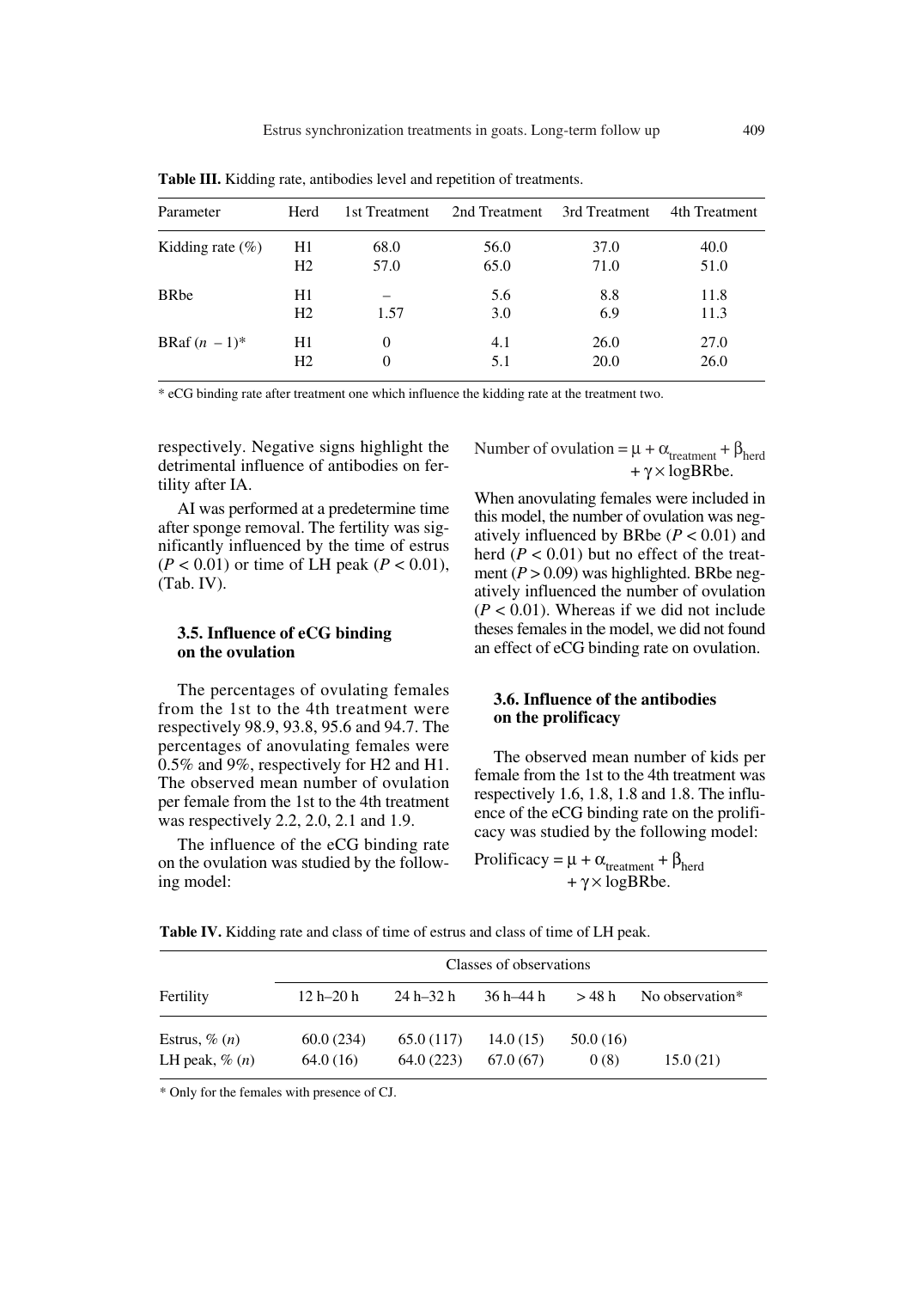**Table III.** Kidding rate, antibodies level and repetition of treatments.

| Parameter | Herd | 1st Treatment | 2nd Treatment | 3rd Treatment | 4th Treatment |
|---|---|---|---|---|---|
| Kidding rate (%) | H1 | 68.0 | 56.0 | 37.0 | 40.0 |
| | H2 | 57.0 | 65.0 | 71.0 | 51.0 |
| BRbe | H1 | – | 5.6 | 8.8 | 11.8 |
| | H2 | 1.57 | 3.0 | 6.9 | 11.3 |
| BRaf $(n - 1)$* | H1 | 0 | 4.1 | 26.0 | 27.0 |
| | H2 | 0 | 5.1 | 20.0 | 26.0 |

* eCG binding rate after treatment one which influence the kidding rate at the treatment two.

respectively. Negative signs highlight the detrimental influence of antibodies on fertility after IA.

AI was performed at a predetermine time after sponge removal. The fertility was significantly influenced by the time of estrus ($P < 0.01$) or time of LH peak ($P < 0.01$), (Tab. IV).

### 3.5. Influence of eCG binding on the ovulation

The percentages of ovulating females from the 1st to the 4th treatment were respectively 98.9, 93.8, 95.6 and 94.7. The percentages of anovulating females were 0.5% and 9%, respectively for H2 and H1. The observed mean number of ovulation per female from the 1st to the 4th treatment was respectively 2.2, 2.0, 2.1 and 1.9.

The influence of the eCG binding rate on the ovulation was studied by the following model:

$$\text{Number of ovulation} = \mu + \alpha_{\text{treatment}} + \beta_{\text{herd}} + \gamma \times \log\text{BRbe}.$$

When anovulating females were included in this model, the number of ovulation was negatively influenced by BRbe ($P < 0.01$) and herd ($P < 0.01$) but no effect of the treatment ($P > 0.09$) was highlighted. BRbe negatively influenced the number of ovulation ($P < 0.01$). Whereas if we did not include theses females in the model, we did not found an effect of eCG binding rate on ovulation.

### 3.6. Influence of the antibodies on the prolificacy

The observed mean number of kids per female from the 1st to the 4th treatment was respectively 1.6, 1.8, 1.8 and 1.8. The influence of the eCG binding rate on the prolificacy was studied by the following model:

$$\text{Prolificacy} = \mu + \alpha_{\text{treatment}} + \beta_{\text{herd}} + \gamma \times \log\text{BRbe}.$$

**Table IV.** Kidding rate and class of time of estrus and class of time of LH peak.

| | Classes of observations | | | | |
|---|---|---|---|---|---|
| Fertility | 12 h–20 h | 24 h–32 h | 36 h–44 h | > 48 h | No observation* |
| Estrus, % $(n)$ | 60.0 (234) | 65.0 (117) | 14.0 (15) | 50.0 (16) | |
| LH peak, % $(n)$ | 64.0 (16) | 64.0 (223) | 67.0 (67) | 0 (8) | 15.0 (21) |

* Only for the females with presence of CJ.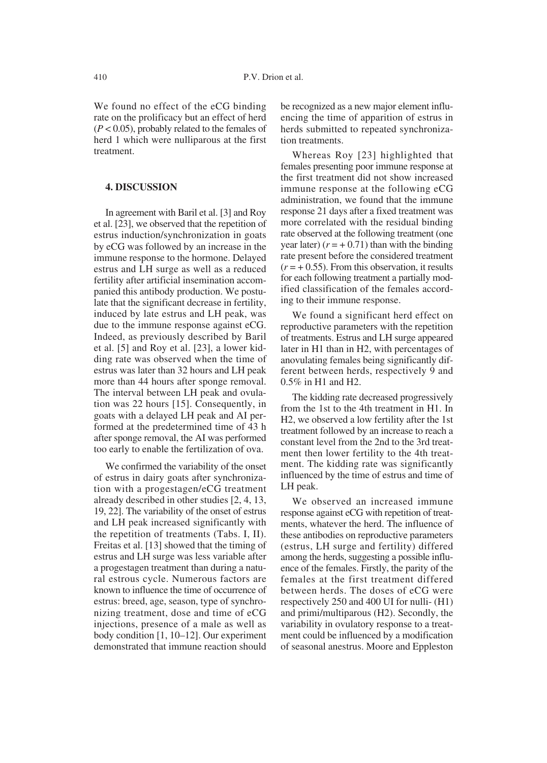We found no effect of the eCG binding rate on the prolificacy but an effect of herd ($P < 0.05$), probably related to the females of herd 1 which were nulliparous at the first treatment.

## 4. DISCUSSION

In agreement with Baril et al. [3] and Roy et al. [23], we observed that the repetition of estrus induction/synchronization in goats by eCG was followed by an increase in the immune response to the hormone. Delayed estrus and LH surge as well as a reduced fertility after artificial insemination accompanied this antibody production. We postulate that the significant decrease in fertility, induced by late estrus and LH peak, was due to the immune response against eCG. Indeed, as previously described by Baril et al. [5] and Roy et al. [23], a lower kidding rate was observed when the time of estrus was later than 32 hours and LH peak more than 44 hours after sponge removal. The interval between LH peak and ovulation was 22 hours [15]. Consequently, in goats with a delayed LH peak and AI performed at the predetermined time of 43 h after sponge removal, the AI was performed too early to enable the fertilization of ova.

We confirmed the variability of the onset of estrus in dairy goats after synchronization with a progestagen/eCG treatment already described in other studies [2, 4, 13, 19, 22]. The variability of the onset of estrus and LH peak increased significantly with the repetition of treatments (Tabs. I, II). Freitas et al. [13] showed that the timing of estrus and LH surge was less variable after a progestagen treatment than during a natural estrous cycle. Numerous factors are known to influence the time of occurrence of estrus: breed, age, season, type of synchronizing treatment, dose and time of eCG injections, presence of a male as well as body condition [1, 10–12]. Our experiment demonstrated that immune reaction should be recognized as a new major element influencing the time of apparition of estrus in herds submitted to repeated synchronization treatments.

Whereas Roy [23] highlighted that females presenting poor immune response at the first treatment did not show increased immune response at the following eCG administration, we found that the immune response 21 days after a fixed treatment was more correlated with the residual binding rate observed at the following treatment (one year later) ($r = +0.71$) than with the binding rate present before the considered treatment ($r = +0.55$). From this observation, it results for each following treatment a partially modified classification of the females according to their immune response.

We found a significant herd effect on reproductive parameters with the repetition of treatments. Estrus and LH surge appeared later in H1 than in H2, with percentages of anovulating females being significantly different between herds, respectively 9 and 0.5% in H1 and H2.

The kidding rate decreased progressively from the 1st to the 4th treatment in H1. In H2, we observed a low fertility after the 1st treatment followed by an increase to reach a constant level from the 2nd to the 3rd treatment then lower fertility to the 4th treatment. The kidding rate was significantly influenced by the time of estrus and time of LH peak.

We observed an increased immune response against eCG with repetition of treatments, whatever the herd. The influence of these antibodies on reproductive parameters (estrus, LH surge and fertility) differed among the herds, suggesting a possible influence of the females. Firstly, the parity of the females at the first treatment differed between herds. The doses of eCG were respectively 250 and 400 UI for nulli- (H1) and primi/multiparous (H2). Secondly, the variability in ovulatory response to a treatment could be influenced by a modification of seasonal anestrus. Moore and Eppleston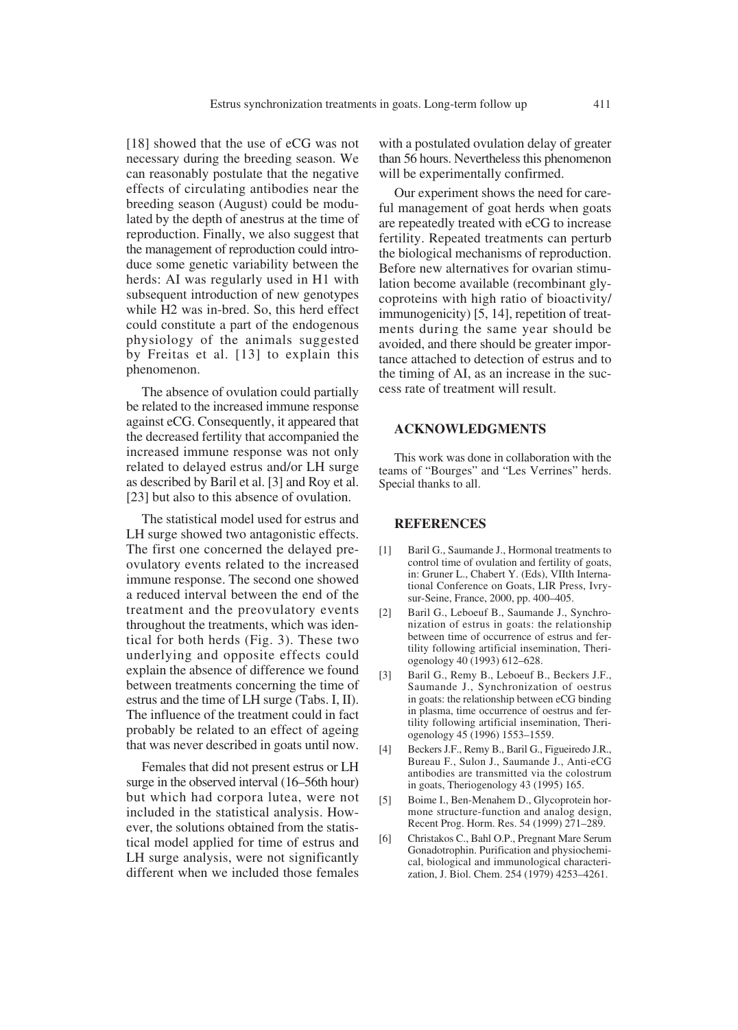[18] showed that the use of eCG was not necessary during the breeding season. We can reasonably postulate that the negative effects of circulating antibodies near the breeding season (August) could be modulated by the depth of anestrus at the time of reproduction. Finally, we also suggest that the management of reproduction could introduce some genetic variability between the herds: AI was regularly used in H1 with subsequent introduction of new genotypes while H2 was in-bred. So, this herd effect could constitute a part of the endogenous physiology of the animals suggested by Freitas et al. [13] to explain this phenomenon.

The absence of ovulation could partially be related to the increased immune response against eCG. Consequently, it appeared that the decreased fertility that accompanied the increased immune response was not only related to delayed estrus and/or LH surge as described by Baril et al. [3] and Roy et al. [23] but also to this absence of ovulation.

The statistical model used for estrus and LH surge showed two antagonistic effects. The first one concerned the delayed preovulatory events related to the increased immune response. The second one showed a reduced interval between the end of the treatment and the preovulatory events throughout the treatments, which was identical for both herds (Fig. 3). These two underlying and opposite effects could explain the absence of difference we found between treatments concerning the time of estrus and the time of LH surge (Tabs. I, II). The influence of the treatment could in fact probably be related to an effect of ageing that was never described in goats until now.

Females that did not present estrus or LH surge in the observed interval (16–56th hour) but which had corpora lutea, were not included in the statistical analysis. However, the solutions obtained from the statistical model applied for time of estrus and LH surge analysis, were not significantly different when we included those females with a postulated ovulation delay of greater than 56 hours. Nevertheless this phenomenon will be experimentally confirmed.

Our experiment shows the need for careful management of goat herds when goats are repeatedly treated with eCG to increase fertility. Repeated treatments can perturb the biological mechanisms of reproduction. Before new alternatives for ovarian stimulation become available (recombinant glycoproteins with high ratio of bioactivity/immunogenicity) [5, 14], repetition of treatments during the same year should be avoided, and there should be greater importance attached to detection of estrus and to the timing of AI, as an increase in the success rate of treatment will result.

## ACKNOWLEDGMENTS

This work was done in collaboration with the teams of "Bourges" and "Les Verrines" herds. Special thanks to all.

## REFERENCES

[1] Baril G., Saumande J., Hormonal treatments to control time of ovulation and fertility of goats, in: Gruner L., Chabert Y. (Eds), VIIth International Conference on Goats, LIR Press, Ivry-sur-Seine, France, 2000, pp. 400–405.

[2] Baril G., Leboeuf B., Saumande J., Synchronization of estrus in goats: the relationship between time of occurrence of estrus and fertility following artificial insemination, Theriogenology 40 (1993) 612–628.

[3] Baril G., Remy B., Leboeuf B., Beckers J.F., Saumande J., Synchronization of oestrus in goats: the relationship between eCG binding in plasma, time occurrence of oestrus and fertility following artificial insemination, Theriogenology 45 (1996) 1553–1559.

[4] Beckers J.F., Remy B., Baril G., Figueiredo J.R., Bureau F., Sulon J., Saumande J., Anti-eCG antibodies are transmitted via the colostrum in goats, Theriogenology 43 (1995) 165.

[5] Boime I., Ben-Menahem D., Glycoprotein hormone structure-function and analog design, Recent Prog. Horm. Res. 54 (1999) 271–289.

[6] Christakos C., Bahl O.P., Pregnant Mare Serum Gonadotrophin. Purification and physiochemical, biological and immunological characterization, J. Biol. Chem. 254 (1979) 4253–4261.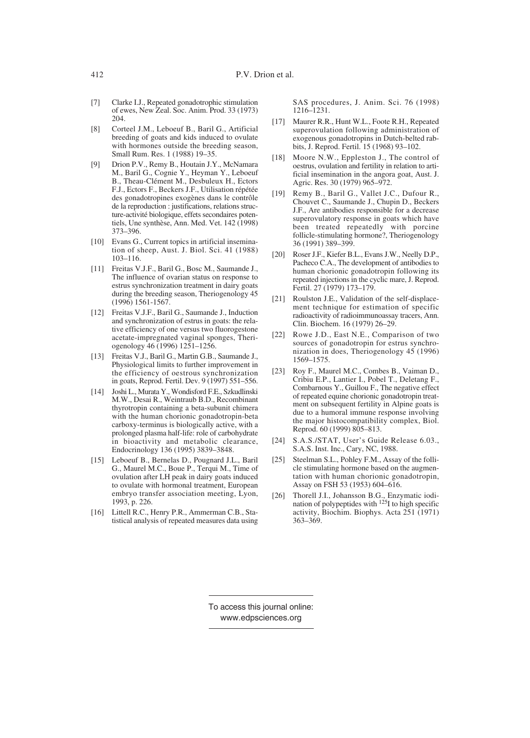[7] Clarke I.J., Repeated gonadotrophic stimulation of ewes, New Zeal. Soc. Anim. Prod. 33 (1973) 204.

[8] Corteel J.M., Leboeuf B., Baril G., Artificial breeding of goats and kids induced to ovulate with hormones outside the breeding season, Small Rum. Res. 1 (1988) 19–35.

[9] Drion P.V., Remy B., Houtain J.Y., McNamara M., Baril G., Cognie Y., Heyman Y., Leboeuf B., Theau-Clément M., Desbuleux H., Ectors F.J., Ectors F., Beckers J.F., Utilisation répétée des gonadotropines exogènes dans le contrôle de la reproduction : justifications, relations structure-activité biologique, effets secondaires potentiels, Une synthèse, Ann. Med. Vet. 142 (1998) 373–396.

[10] Evans G., Current topics in artificial insemination of sheep, Aust. J. Biol. Sci. 41 (1988) 103–116.

[11] Freitas V.J.F., Baril G., Bosc M., Saumande J., The influence of ovarian status on response to estrus synchronization treatment in dairy goats during the breeding season, Theriogenology 45 (1996) 1561-1567.

[12] Freitas V.J.F., Baril G., Saumande J., Induction and synchronization of estrus in goats: the relative efficiency of one versus two fluorogestone acetate-impregnated vaginal sponges, Theriogenology 46 (1996) 1251–1256.

[13] Freitas V.J., Baril G., Martin G.B., Saumande J., Physiological limits to further improvement in the efficiency of oestrous synchronization in goats, Reprod. Fertil. Dev. 9 (1997) 551–556.

[14] Joshi L., Murata Y., Wondisford F.E., Szkudlinski M.W., Desai R., Weintraub B.D., Recombinant thyrotropin containing a beta-subunit chimera with the human chorionic gonadotropin-beta carboxy-terminus is biologically active, with a prolonged plasma half-life: role of carbohydrate in bioactivity and metabolic clearance, Endocrinology 136 (1995) 3839–3848.

[15] Leboeuf B., Bernelas D., Pougnard J.L., Baril G., Maurel M.C., Boue P., Terqui M., Time of ovulation after LH peak in dairy goats induced to ovulate with hormonal treatment, European embryo transfer association meeting, Lyon, 1993, p. 226.

[16] Littell R.C., Henry P.R., Ammerman C.B., Statistical analysis of repeated measures data using SAS procedures, J. Anim. Sci. 76 (1998) 1216–1231.

[17] Maurer R.R., Hunt W.L., Foote R.H., Repeated superovulation following administration of exogenous gonadotropins in Dutch-belted rabbits, J. Reprod. Fertil. 15 (1968) 93–102.

[18] Moore N.W., Eppleston J., The control of oestrus, ovulation and fertility in relation to artificial insemination in the angora goat, Aust. J. Agric. Res. 30 (1979) 965–972.

[19] Remy B., Baril G., Vallet J.C., Dufour R., Chouvet C., Saumande J., Chupin D., Beckers J.F., Are antibodies responsible for a decrease superovulatory response in goats which have been treated repeatedly with porcine follicle-stimulating hormone?, Theriogenology 36 (1991) 389–399.

[20] Roser J.F., Kiefer B.L., Evans J.W., Neelly D.P., Pacheco C.A., The development of antibodies to human chorionic gonadotropin following its repeated injections in the cyclic mare, J. Reprod. Fertil. 27 (1979) 173–179.

[21] Roulston J.E., Validation of the self-displacement technique for estimation of specific radioactivity of radioimmunoassay tracers, Ann. Clin. Biochem. 16 (1979) 26–29.

[22] Rowe J.D., East N.E., Comparison of two sources of gonadotropin for estrus synchronization in does, Theriogenology 45 (1996) 1569–1575.

[23] Roy F., Maurel M.C., Combes B., Vaiman D., Cribiu E.P., Lantier I., Pobel T., Deletang F., Combarnous Y., Guillou F., The negative effect of repeated equine chorionic gonadotropin treatment on subsequent fertility in Alpine goats is due to a humoral immune response involving the major histocompatibility complex, Biol. Reprod. 60 (1999) 805–813.

[24] S.A.S./STAT, User's Guide Release 6.03., S.A.S. Inst. Inc., Cary, NC, 1988.

[25] Steelman S.L., Pohley F.M., Assay of the follicle stimulating hormone based on the augmentation with human chorionic gonadotropin, Assay on FSH 53 (1953) 604–616.

[26] Thorell J.I., Johansson B.G., Enzymatic iodination of polypeptides with $^{125}$I to high specific activity, Biochim. Biophys. Acta 251 (1971) 363–369.

To access this journal online:
www.edpsciences.org